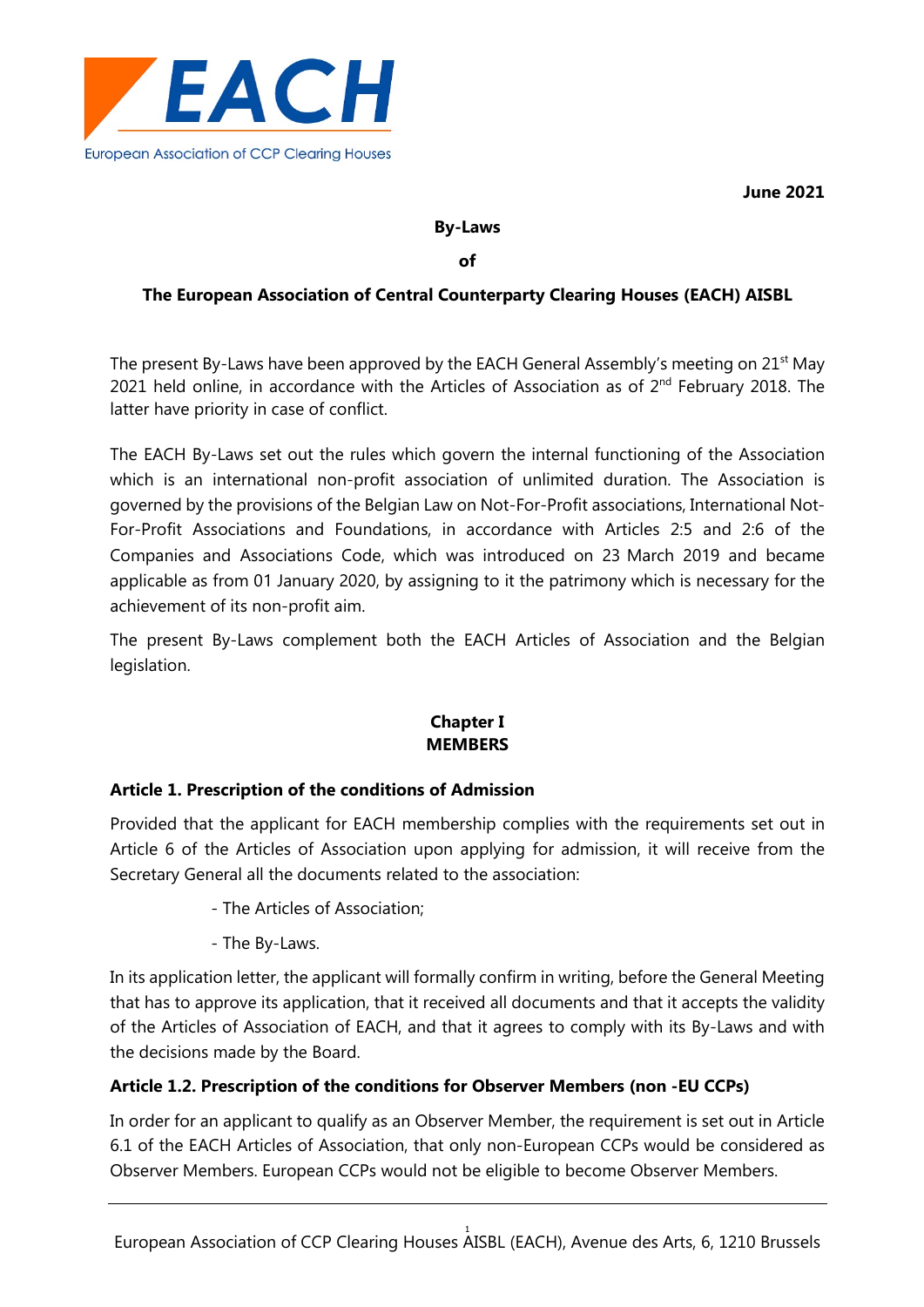June 2021

# By-Laws

# of

# The European Association of Central Counterparty Clearing Houses (EACH) AISBL

The present By-Laws have been approved by the EACH General Assembly's meeting on 21st May 2021 held online, in accordance with the Articles of Association as of 2nd February 2018. The latter have priority in case of conflict.

The EACH By-Laws set out the rules which govern the internal functioning of the Association which is an international non-profit association of unlimited duration. The Association is governed by the provisions of the Belgian Law on Not-For-Profit associations, International Not-For-Profit Associations and Foundations, in accordance with Articles 2:5 and 2:6 of the Companies and Associations Code, which was introduced on 23 March 2019 and became applicable as from 01 January 2020, by assigning to it the patrimony which is necessary for the achievement of its non-profit aim.

The present By-Laws complement both the EACH Articles of Association and the Belgian legislation.

## Chapter I
## MEMBERS

### Article 1. Prescription of the conditions of Admission

Provided that the applicant for EACH membership complies with the requirements set out in Article 6 of the Articles of Association upon applying for admission, it will receive from the Secretary General all the documents related to the association:

- The Articles of Association;
- The By-Laws.

In its application letter, the applicant will formally confirm in writing, before the General Meeting that has to approve its application, that it received all documents and that it accepts the validity of the Articles of Association of EACH, and that it agrees to comply with its By-Laws and with the decisions made by the Board.

### Article 1.2. Prescription of the conditions for Observer Members (non -EU CCPs)

In order for an applicant to qualify as an Observer Member, the requirement is set out in Article 6.1 of the EACH Articles of Association, that only non-European CCPs would be considered as Observer Members. European CCPs would not be eligible to become Observer Members.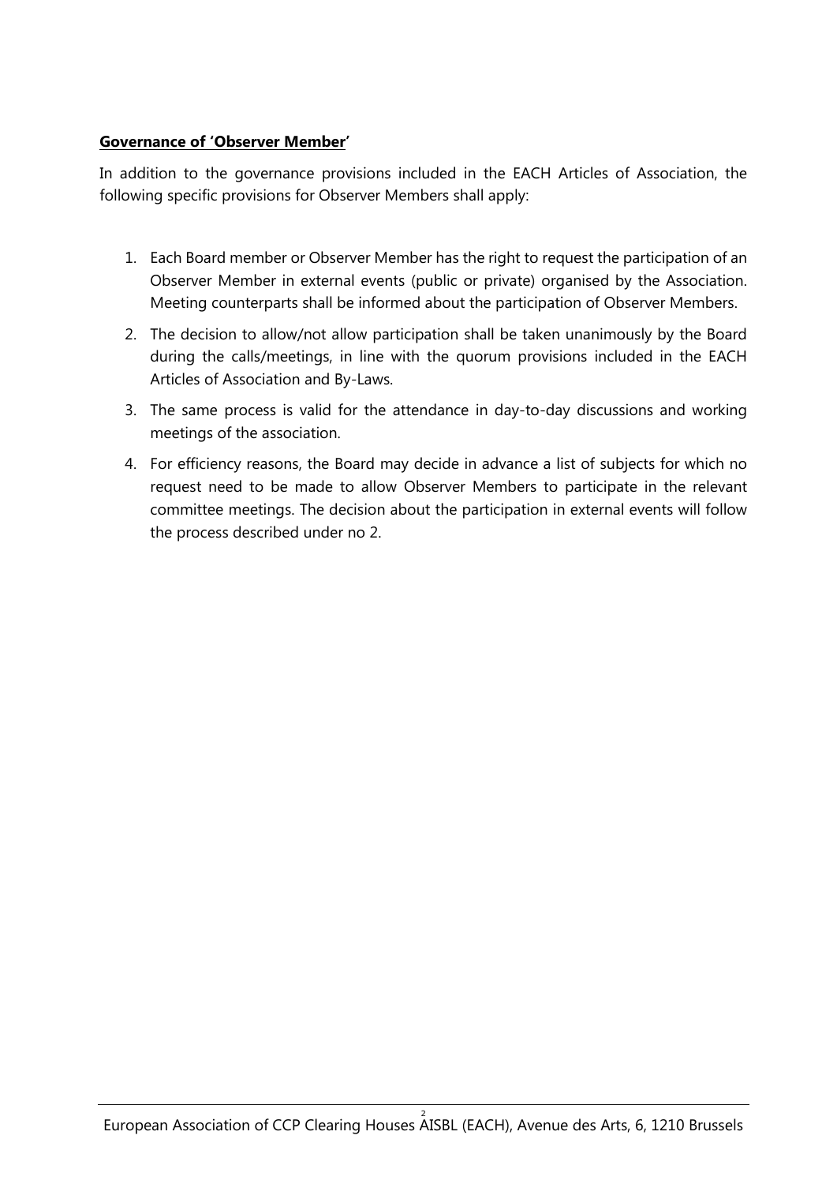**Governance of 'Observer Member'**

In addition to the governance provisions included in the EACH Articles of Association, the following specific provisions for Observer Members shall apply:

1. Each Board member or Observer Member has the right to request the participation of an Observer Member in external events (public or private) organised by the Association. Meeting counterparts shall be informed about the participation of Observer Members.
2. The decision to allow/not allow participation shall be taken unanimously by the Board during the calls/meetings, in line with the quorum provisions included in the EACH Articles of Association and By-Laws.
3. The same process is valid for the attendance in day-to-day discussions and working meetings of the association.
4. For efficiency reasons, the Board may decide in advance a list of subjects for which no request need to be made to allow Observer Members to participate in the relevant committee meetings. The decision about the participation in external events will follow the process described under no 2.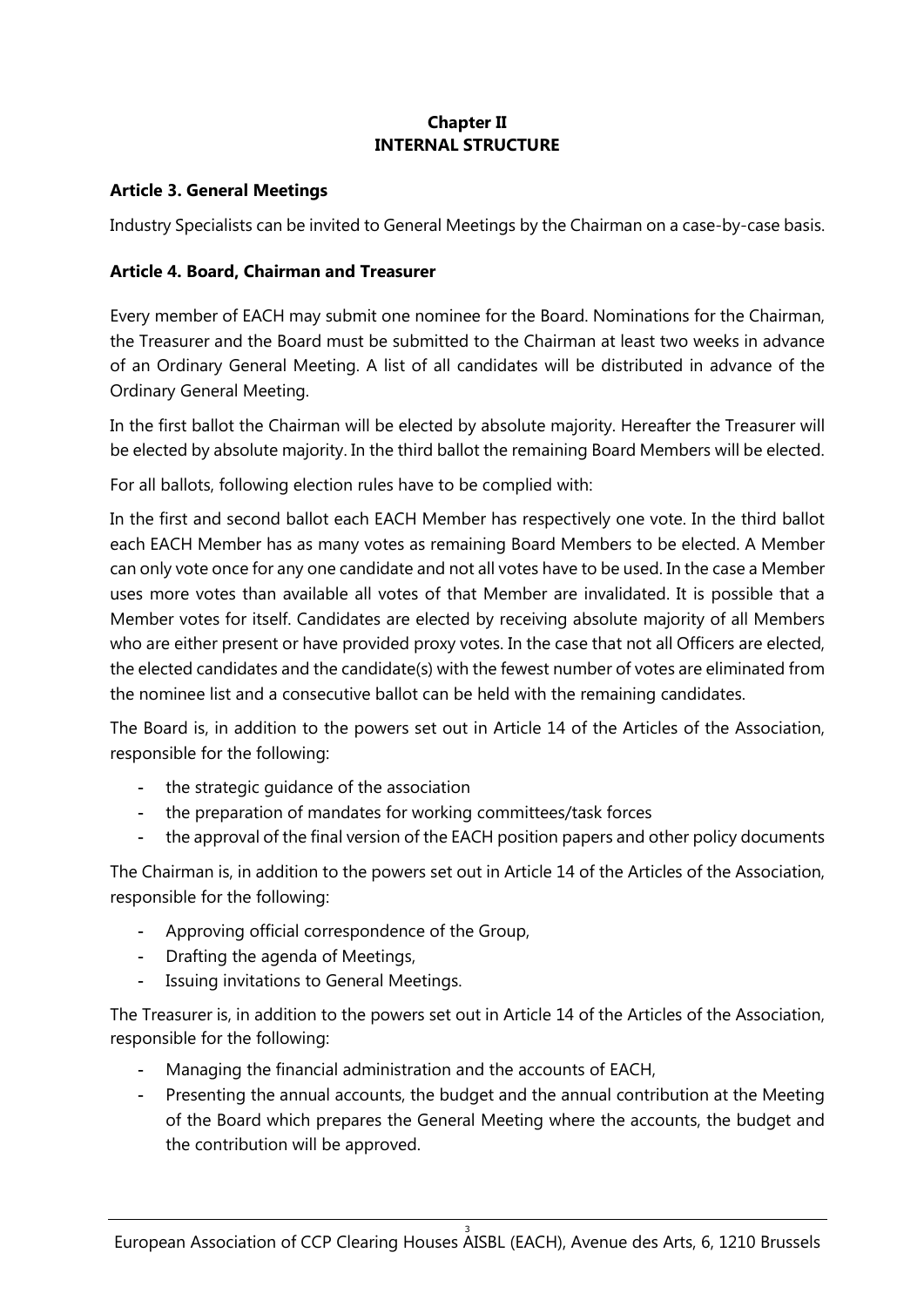## Chapter II
## INTERNAL STRUCTURE

### Article 3. General Meetings

Industry Specialists can be invited to General Meetings by the Chairman on a case-by-case basis.

### Article 4. Board, Chairman and Treasurer

Every member of EACH may submit one nominee for the Board. Nominations for the Chairman, the Treasurer and the Board must be submitted to the Chairman at least two weeks in advance of an Ordinary General Meeting. A list of all candidates will be distributed in advance of the Ordinary General Meeting.

In the first ballot the Chairman will be elected by absolute majority. Hereafter the Treasurer will be elected by absolute majority. In the third ballot the remaining Board Members will be elected.

For all ballots, following election rules have to be complied with:

In the first and second ballot each EACH Member has respectively one vote. In the third ballot each EACH Member has as many votes as remaining Board Members to be elected. A Member can only vote once for any one candidate and not all votes have to be used. In the case a Member uses more votes than available all votes of that Member are invalidated. It is possible that a Member votes for itself. Candidates are elected by receiving absolute majority of all Members who are either present or have provided proxy votes. In the case that not all Officers are elected, the elected candidates and the candidate(s) with the fewest number of votes are eliminated from the nominee list and a consecutive ballot can be held with the remaining candidates.

The Board is, in addition to the powers set out in Article 14 of the Articles of the Association, responsible for the following:

- the strategic guidance of the association
- the preparation of mandates for working committees/task forces
- the approval of the final version of the EACH position papers and other policy documents

The Chairman is, in addition to the powers set out in Article 14 of the Articles of the Association, responsible for the following:

- Approving official correspondence of the Group,
- Drafting the agenda of Meetings,
- Issuing invitations to General Meetings.

The Treasurer is, in addition to the powers set out in Article 14 of the Articles of the Association, responsible for the following:

- Managing the financial administration and the accounts of EACH,
- Presenting the annual accounts, the budget and the annual contribution at the Meeting of the Board which prepares the General Meeting where the accounts, the budget and the contribution will be approved.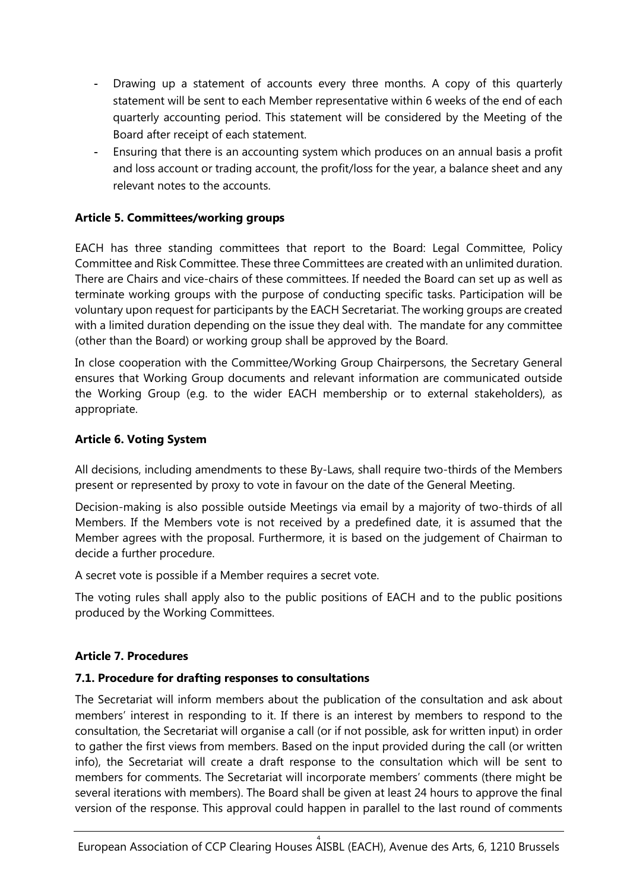- Drawing up a statement of accounts every three months. A copy of this quarterly statement will be sent to each Member representative within 6 weeks of the end of each quarterly accounting period. This statement will be considered by the Meeting of the Board after receipt of each statement.
- Ensuring that there is an accounting system which produces on an annual basis a profit and loss account or trading account, the profit/loss for the year, a balance sheet and any relevant notes to the accounts.

### Article 5. Committees/working groups

EACH has three standing committees that report to the Board: Legal Committee, Policy Committee and Risk Committee. These three Committees are created with an unlimited duration. There are Chairs and vice-chairs of these committees. If needed the Board can set up as well as terminate working groups with the purpose of conducting specific tasks. Participation will be voluntary upon request for participants by the EACH Secretariat. The working groups are created with a limited duration depending on the issue they deal with. The mandate for any committee (other than the Board) or working group shall be approved by the Board.

In close cooperation with the Committee/Working Group Chairpersons, the Secretary General ensures that Working Group documents and relevant information are communicated outside the Working Group (e.g. to the wider EACH membership or to external stakeholders), as appropriate.

### Article 6. Voting System

All decisions, including amendments to these By-Laws, shall require two-thirds of the Members present or represented by proxy to vote in favour on the date of the General Meeting.

Decision-making is also possible outside Meetings via email by a majority of two-thirds of all Members. If the Members vote is not received by a predefined date, it is assumed that the Member agrees with the proposal. Furthermore, it is based on the judgement of Chairman to decide a further procedure.

A secret vote is possible if a Member requires a secret vote.

The voting rules shall apply also to the public positions of EACH and to the public positions produced by the Working Committees.

### Article 7. Procedures

#### 7.1. Procedure for drafting responses to consultations

The Secretariat will inform members about the publication of the consultation and ask about members' interest in responding to it. If there is an interest by members to respond to the consultation, the Secretariat will organise a call (or if not possible, ask for written input) in order to gather the first views from members. Based on the input provided during the call (or written info), the Secretariat will create a draft response to the consultation which will be sent to members for comments. The Secretariat will incorporate members' comments (there might be several iterations with members). The Board shall be given at least 24 hours to approve the final version of the response. This approval could happen in parallel to the last round of comments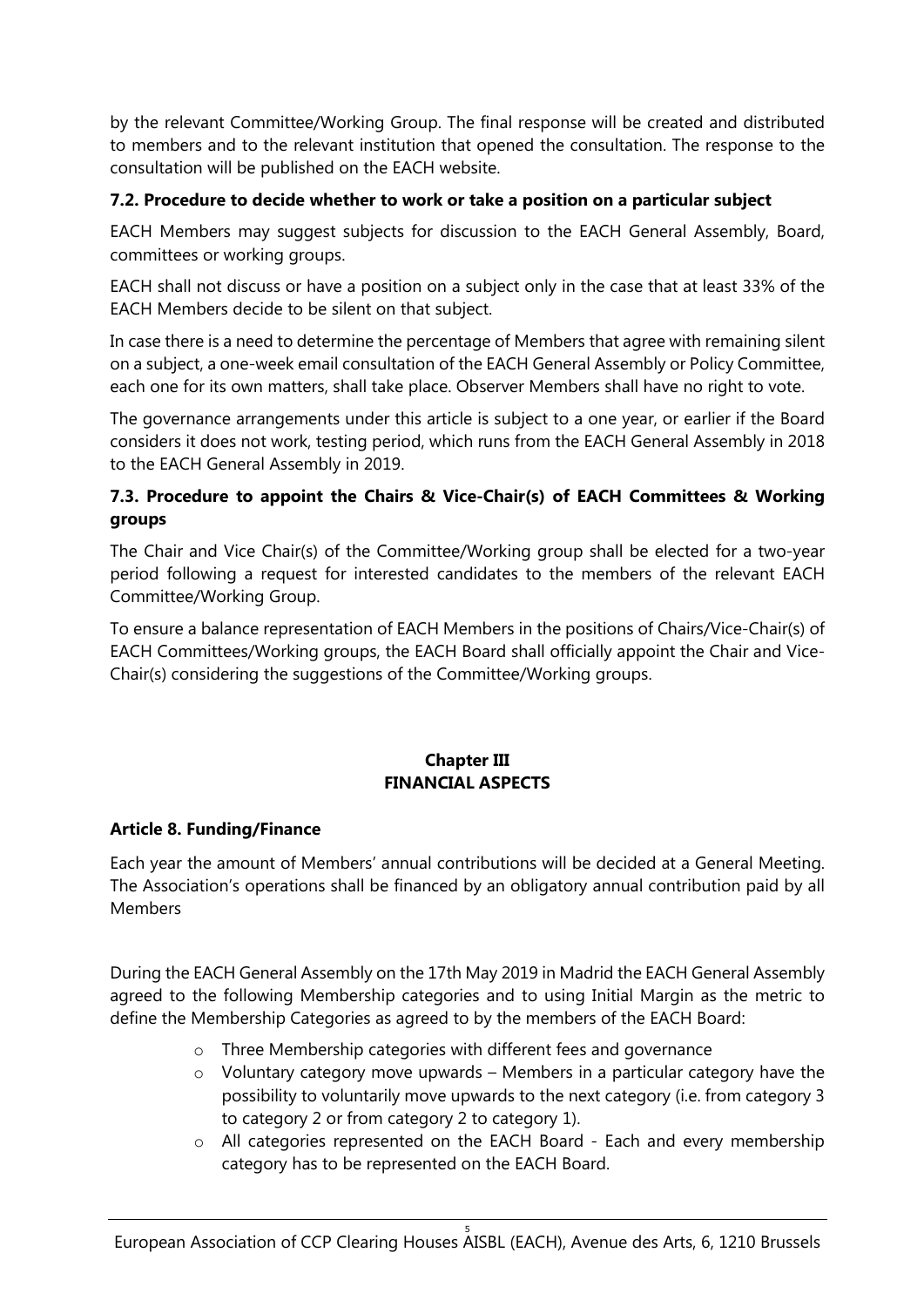by the relevant Committee/Working Group. The final response will be created and distributed to members and to the relevant institution that opened the consultation. The response to the consultation will be published on the EACH website.

### 7.2. Procedure to decide whether to work or take a position on a particular subject

EACH Members may suggest subjects for discussion to the EACH General Assembly, Board, committees or working groups.

EACH shall not discuss or have a position on a subject only in the case that at least 33% of the EACH Members decide to be silent on that subject.

In case there is a need to determine the percentage of Members that agree with remaining silent on a subject, a one-week email consultation of the EACH General Assembly or Policy Committee, each one for its own matters, shall take place. Observer Members shall have no right to vote.

The governance arrangements under this article is subject to a one year, or earlier if the Board considers it does not work, testing period, which runs from the EACH General Assembly in 2018 to the EACH General Assembly in 2019.

### 7.3. Procedure to appoint the Chairs & Vice-Chair(s) of EACH Committees & Working groups

The Chair and Vice Chair(s) of the Committee/Working group shall be elected for a two-year period following a request for interested candidates to the members of the relevant EACH Committee/Working Group.

To ensure a balance representation of EACH Members in the positions of Chairs/Vice-Chair(s) of EACH Committees/Working groups, the EACH Board shall officially appoint the Chair and Vice-Chair(s) considering the suggestions of the Committee/Working groups.

## Chapter III
## FINANCIAL ASPECTS

### Article 8. Funding/Finance

Each year the amount of Members' annual contributions will be decided at a General Meeting. The Association's operations shall be financed by an obligatory annual contribution paid by all Members

During the EACH General Assembly on the 17th May 2019 in Madrid the EACH General Assembly agreed to the following Membership categories and to using Initial Margin as the metric to define the Membership Categories as agreed to by the members of the EACH Board:

- Three Membership categories with different fees and governance
- Voluntary category move upwards – Members in a particular category have the possibility to voluntarily move upwards to the next category (i.e. from category 3 to category 2 or from category 2 to category 1).
- All categories represented on the EACH Board - Each and every membership category has to be represented on the EACH Board.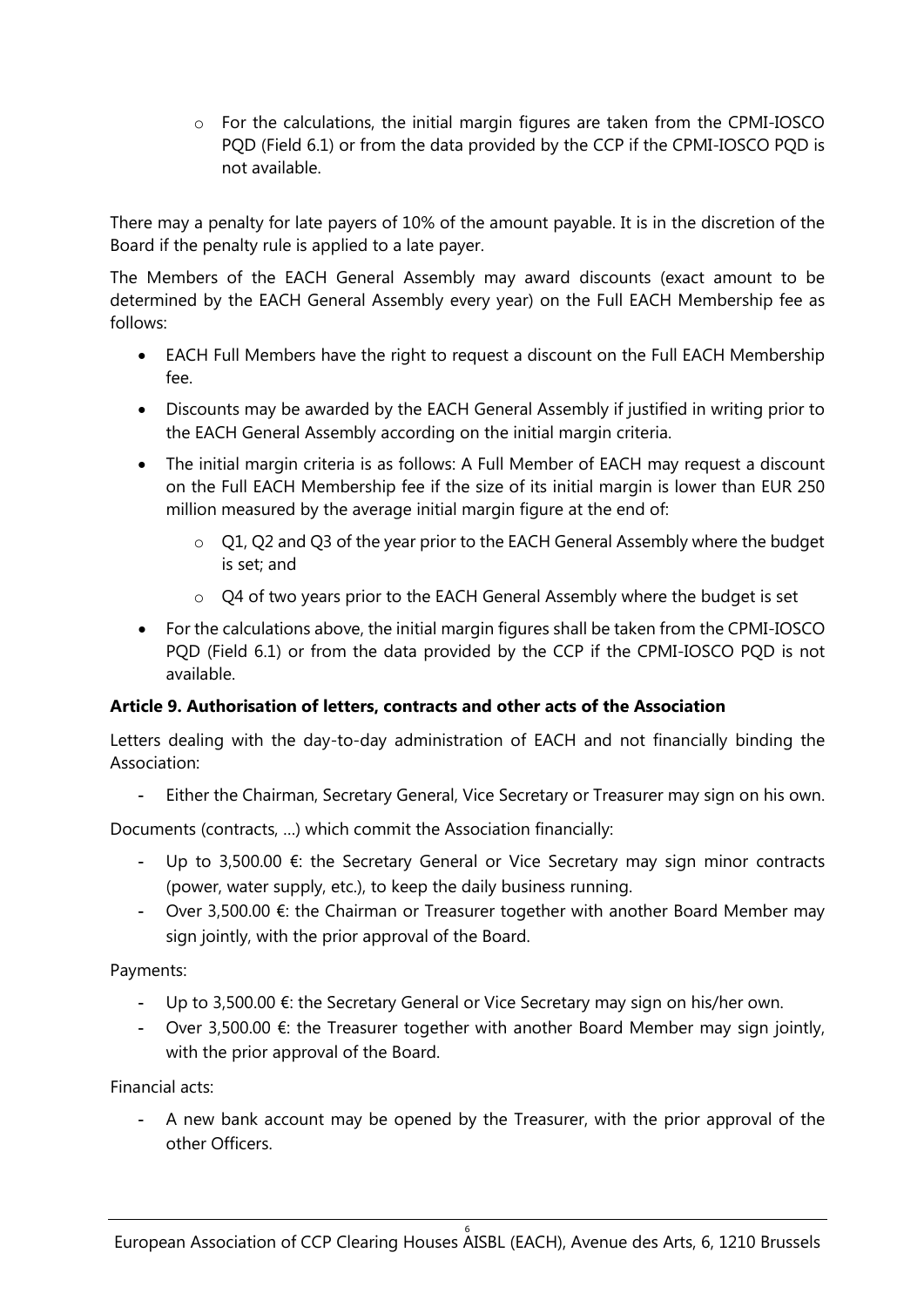- For the calculations, the initial margin figures are taken from the CPMI-IOSCO PQD (Field 6.1) or from the data provided by the CCP if the CPMI-IOSCO PQD is not available.

There may a penalty for late payers of 10% of the amount payable. It is in the discretion of the Board if the penalty rule is applied to a late payer.

The Members of the EACH General Assembly may award discounts (exact amount to be determined by the EACH General Assembly every year) on the Full EACH Membership fee as follows:

- EACH Full Members have the right to request a discount on the Full EACH Membership fee.
- Discounts may be awarded by the EACH General Assembly if justified in writing prior to the EACH General Assembly according on the initial margin criteria.
- The initial margin criteria is as follows: A Full Member of EACH may request a discount on the Full EACH Membership fee if the size of its initial margin is lower than EUR 250 million measured by the average initial margin figure at the end of:
  - Q1, Q2 and Q3 of the year prior to the EACH General Assembly where the budget is set; and
  - Q4 of two years prior to the EACH General Assembly where the budget is set
- For the calculations above, the initial margin figures shall be taken from the CPMI-IOSCO PQD (Field 6.1) or from the data provided by the CCP if the CPMI-IOSCO PQD is not available.

**Article 9. Authorisation of letters, contracts and other acts of the Association**

Letters dealing with the day-to-day administration of EACH and not financially binding the Association:

- Either the Chairman, Secretary General, Vice Secretary or Treasurer may sign on his own.

Documents (contracts, …) which commit the Association financially:

- Up to 3,500.00 €: the Secretary General or Vice Secretary may sign minor contracts (power, water supply, etc.), to keep the daily business running.
- Over 3,500.00 €: the Chairman or Treasurer together with another Board Member may sign jointly, with the prior approval of the Board.

Payments:

- Up to 3,500.00 €: the Secretary General or Vice Secretary may sign on his/her own.
- Over 3,500.00 €: the Treasurer together with another Board Member may sign jointly, with the prior approval of the Board.

Financial acts:

- A new bank account may be opened by the Treasurer, with the prior approval of the other Officers.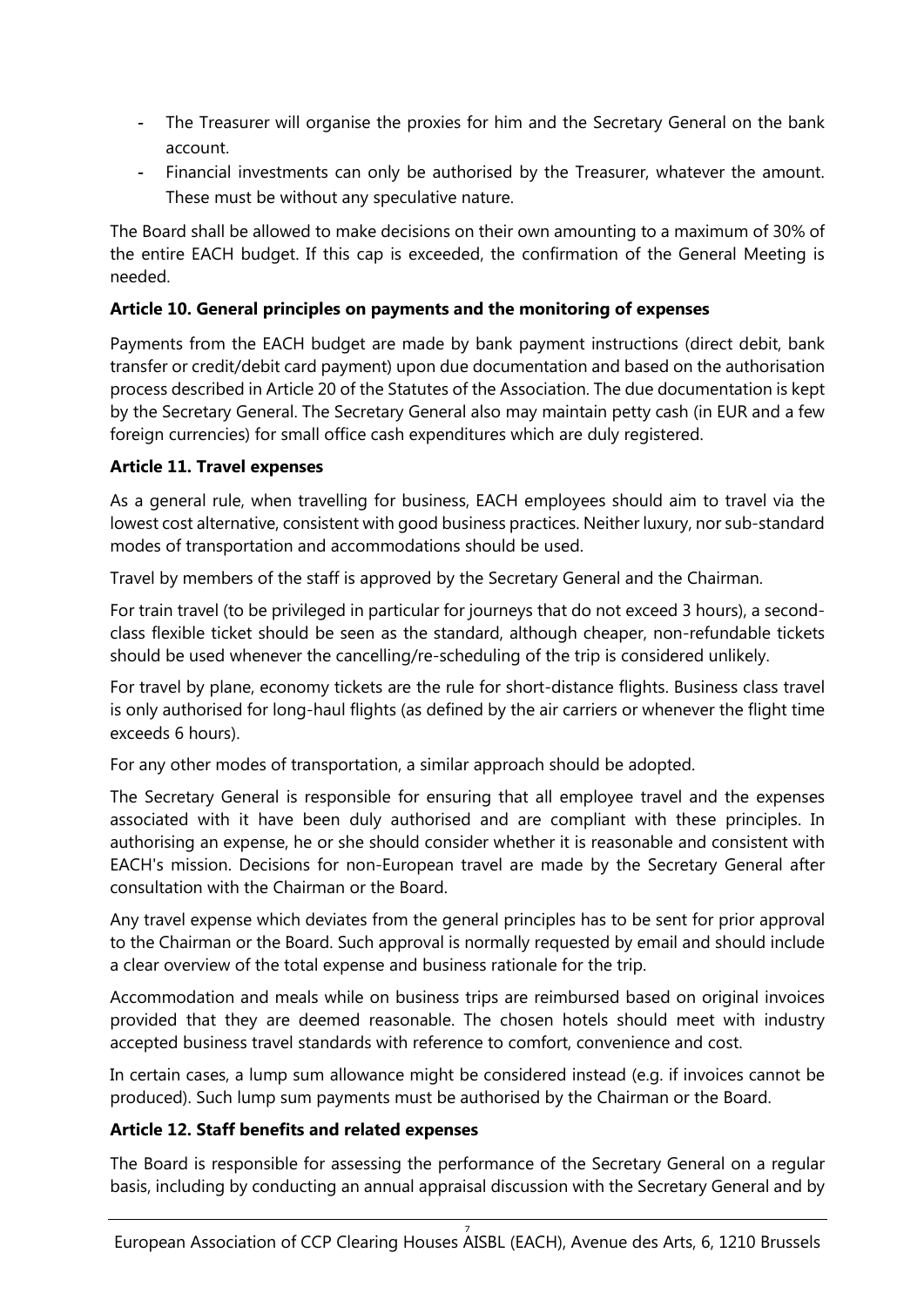- The Treasurer will organise the proxies for him and the Secretary General on the bank account.
- Financial investments can only be authorised by the Treasurer, whatever the amount. These must be without any speculative nature.

The Board shall be allowed to make decisions on their own amounting to a maximum of 30% of the entire EACH budget. If this cap is exceeded, the confirmation of the General Meeting is needed.

**Article 10. General principles on payments and the monitoring of expenses**

Payments from the EACH budget are made by bank payment instructions (direct debit, bank transfer or credit/debit card payment) upon due documentation and based on the authorisation process described in Article 20 of the Statutes of the Association. The due documentation is kept by the Secretary General. The Secretary General also may maintain petty cash (in EUR and a few foreign currencies) for small office cash expenditures which are duly registered.

**Article 11. Travel expenses**

As a general rule, when travelling for business, EACH employees should aim to travel via the lowest cost alternative, consistent with good business practices. Neither luxury, nor sub-standard modes of transportation and accommodations should be used.

Travel by members of the staff is approved by the Secretary General and the Chairman.

For train travel (to be privileged in particular for journeys that do not exceed 3 hours), a second-class flexible ticket should be seen as the standard, although cheaper, non-refundable tickets should be used whenever the cancelling/re-scheduling of the trip is considered unlikely.

For travel by plane, economy tickets are the rule for short-distance flights. Business class travel is only authorised for long-haul flights (as defined by the air carriers or whenever the flight time exceeds 6 hours).

For any other modes of transportation, a similar approach should be adopted.

The Secretary General is responsible for ensuring that all employee travel and the expenses associated with it have been duly authorised and are compliant with these principles. In authorising an expense, he or she should consider whether it is reasonable and consistent with EACH's mission. Decisions for non-European travel are made by the Secretary General after consultation with the Chairman or the Board.

Any travel expense which deviates from the general principles has to be sent for prior approval to the Chairman or the Board. Such approval is normally requested by email and should include a clear overview of the total expense and business rationale for the trip.

Accommodation and meals while on business trips are reimbursed based on original invoices provided that they are deemed reasonable. The chosen hotels should meet with industry accepted business travel standards with reference to comfort, convenience and cost.

In certain cases, a lump sum allowance might be considered instead (e.g. if invoices cannot be produced). Such lump sum payments must be authorised by the Chairman or the Board.

**Article 12. Staff benefits and related expenses**

The Board is responsible for assessing the performance of the Secretary General on a regular basis, including by conducting an annual appraisal discussion with the Secretary General and by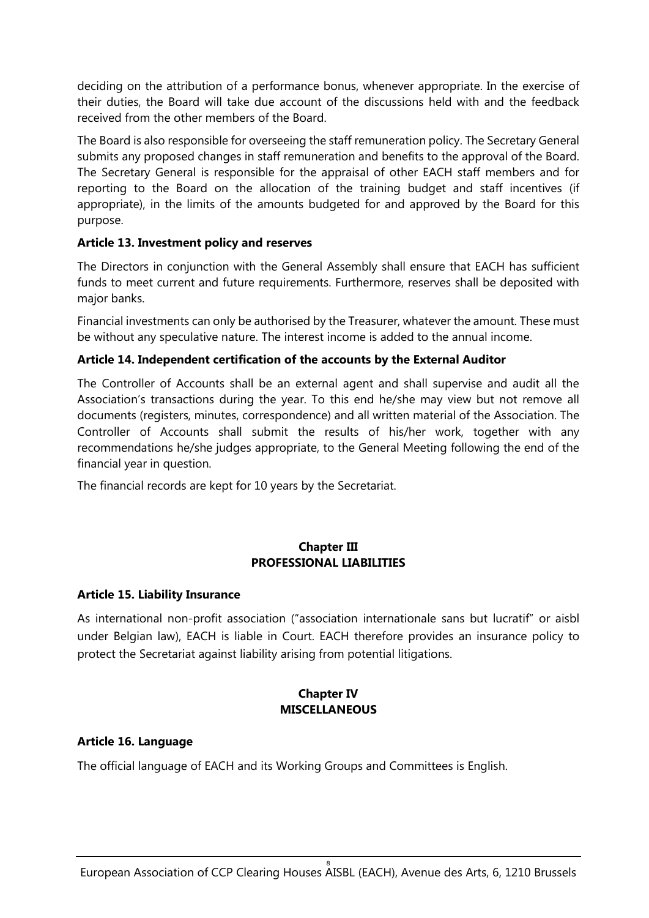deciding on the attribution of a performance bonus, whenever appropriate. In the exercise of their duties, the Board will take due account of the discussions held with and the feedback received from the other members of the Board.

The Board is also responsible for overseeing the staff remuneration policy. The Secretary General submits any proposed changes in staff remuneration and benefits to the approval of the Board. The Secretary General is responsible for the appraisal of other EACH staff members and for reporting to the Board on the allocation of the training budget and staff incentives (if appropriate), in the limits of the amounts budgeted for and approved by the Board for this purpose.

### Article 13. Investment policy and reserves

The Directors in conjunction with the General Assembly shall ensure that EACH has sufficient funds to meet current and future requirements. Furthermore, reserves shall be deposited with major banks.

Financial investments can only be authorised by the Treasurer, whatever the amount. These must be without any speculative nature. The interest income is added to the annual income.

### Article 14. Independent certification of the accounts by the External Auditor

The Controller of Accounts shall be an external agent and shall supervise and audit all the Association's transactions during the year. To this end he/she may view but not remove all documents (registers, minutes, correspondence) and all written material of the Association. The Controller of Accounts shall submit the results of his/her work, together with any recommendations he/she judges appropriate, to the General Meeting following the end of the financial year in question.

The financial records are kept for 10 years by the Secretariat.

## Chapter III
## PROFESSIONAL LIABILITIES

### Article 15. Liability Insurance

As international non-profit association ("association internationale sans but lucratif" or aisbl under Belgian law), EACH is liable in Court. EACH therefore provides an insurance policy to protect the Secretariat against liability arising from potential litigations.

## Chapter IV
## MISCELLANEOUS

### Article 16. Language

The official language of EACH and its Working Groups and Committees is English.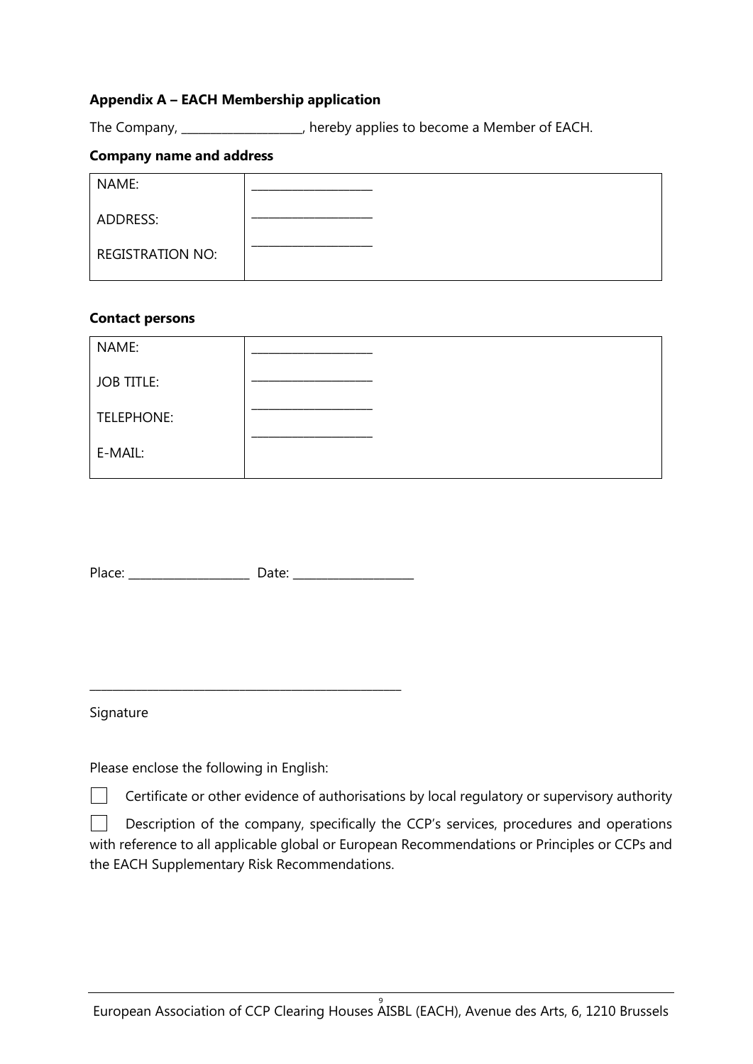**Appendix A – EACH Membership application**

The Company, ____________________, hereby applies to become a Member of EACH.

**Company name and address**

| | |
|---|---|
| NAME: | ____________________ |
| ADDRESS: | ____________________ |
| REGISTRATION NO: | ____________________ |

**Contact persons**

| | |
|---|---|
| NAME: | ____________________ |
| JOB TITLE: | ____________________ |
| TELEPHONE: | ____________________ |
| E-MAIL: | ____________________ |

Place: ____________________ Date: ____________________

_____________________________________________________

Signature

Please enclose the following in English:

☐ Certificate or other evidence of authorisations by local regulatory or supervisory authority

☐ Description of the company, specifically the CCP's services, procedures and operations with reference to all applicable global or European Recommendations or Principles or CCPs and the EACH Supplementary Risk Recommendations.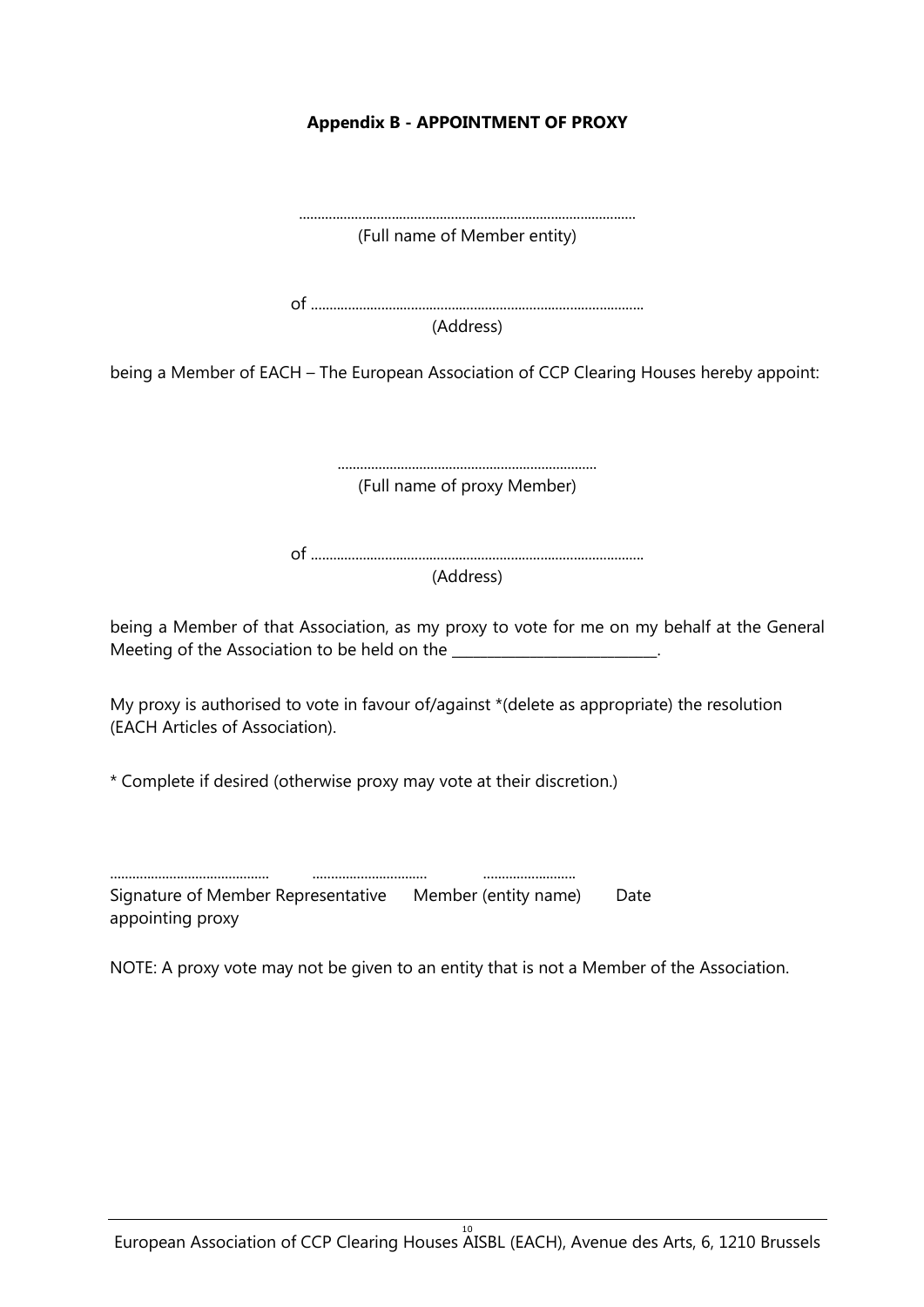**Appendix B - APPOINTMENT OF PROXY**

............................................................................................
(Full name of Member entity)

of ............................................................................................
(Address)

being a Member of EACH – The European Association of CCP Clearing Houses hereby appoint:

......................................................................
(Full name of proxy Member)

of ............................................................................................
(Address)

being a Member of that Association, as my proxy to vote for me on my behalf at the General Meeting of the Association to be held on the ___________________________.

My proxy is authorised to vote in favour of/against *(delete as appropriate) the resolution (EACH Articles of Association).

* Complete if desired (otherwise proxy may vote at their discretion.)

.......................................... .................................. ..........................
Signature of Member Representative appointing proxy      Member (entity name)      Date

NOTE: A proxy vote may not be given to an entity that is not a Member of the Association.